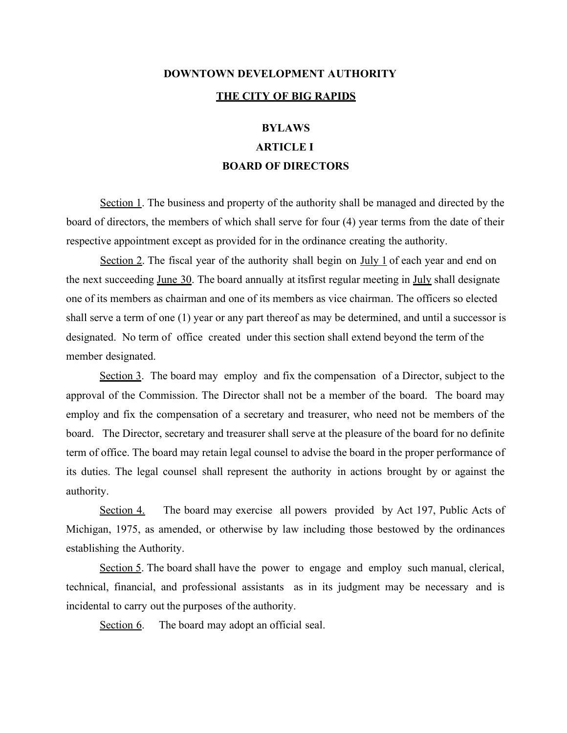# DOWNTOWN DEVELOPMENT AUTHORITY

## THE CITY OF BIG RAPIDS

## BYLAWS

## ARTICLE I

## BOARD OF DIRECTORS

Section 1. The business and property of the authority shall be managed and directed by the board of directors, the members of which shall serve for four (4) year terms from the date of their respective appointment except as provided for in the ordinance creating the authority.

Section 2. The fiscal year of the authority shall begin on July 1 of each year and end on the next succeeding June 30. The board annually at itsfirst regular meeting in July shall designate one of its members as chairman and one of its members as vice chairman. The officers so elected shall serve a term of one (1) year or any part thereof as may be determined, and until a successor is designated. No term of office created under this section shall extend beyond the term of the member designated.

Section 3. The board may employ and fix the compensation of a Director, subject to the approval of the Commission. The Director shall not be a member of the board. The board may employ and fix the compensation of a secretary and treasurer, who need not be members of the board. The Director, secretary and treasurer shall serve at the pleasure of the board for no definite term of office. The board may retain legal counsel to advise the board in the proper performance of its duties. The legal counsel shall represent the authority in actions brought by or against the authority.

Section 4. The board may exercise all powers provided by Act 197, Public Acts of Michigan, 1975, as amended, or otherwise by law including those bestowed by the ordinances establishing the Authority.

Section 5. The board shall have the power to engage and employ such manual, clerical, technical, financial, and professional assistants as in its judgment may be necessary and is incidental to carry out the purposes of the authority.

Section 6. The board may adopt an official seal.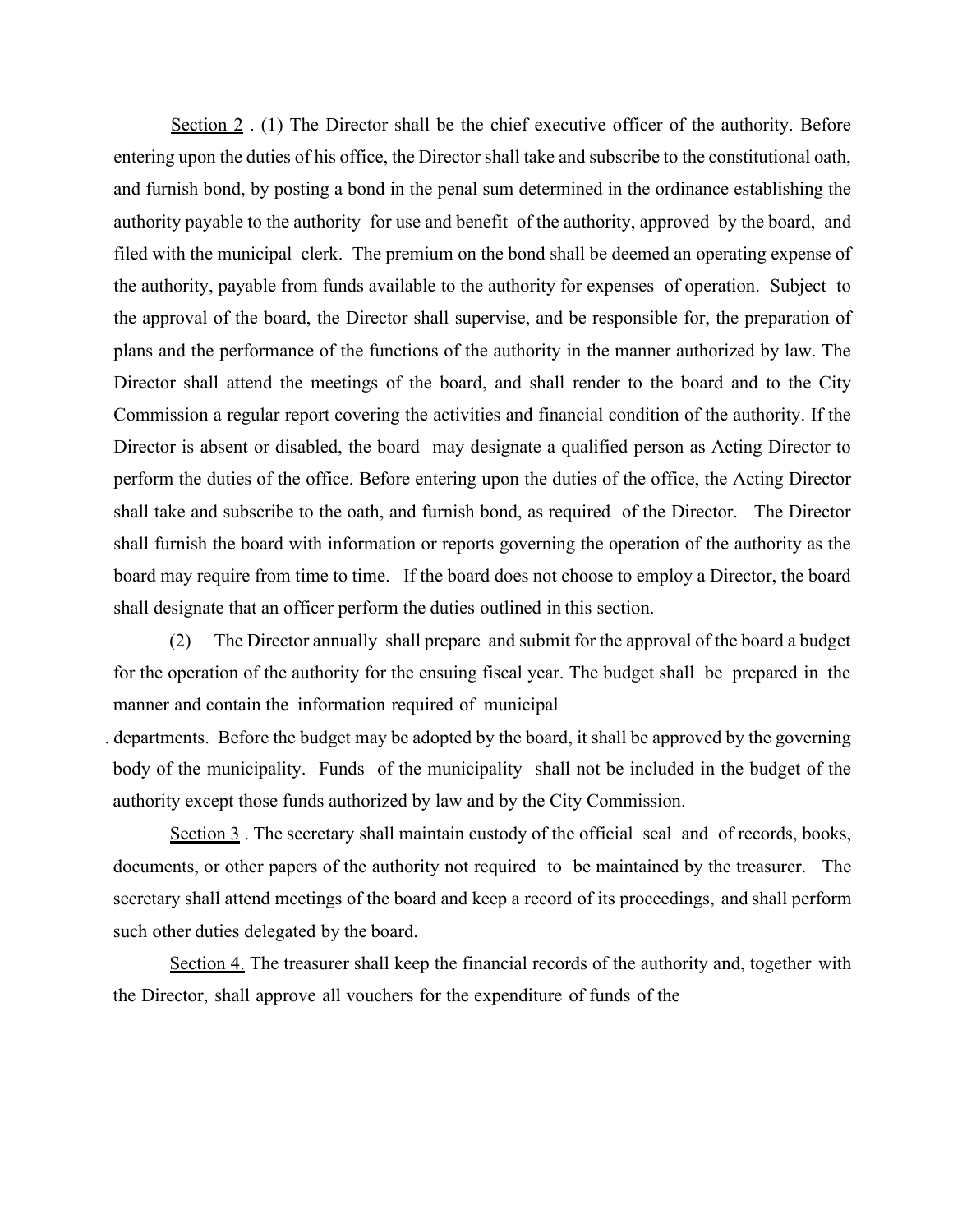Section 2 . (1) The Director shall be the chief executive officer of the authority. Before entering upon the duties of his office, the Director shall take and subscribe to the constitutional oath, and furnish bond, by posting a bond in the penal sum determined in the ordinance establishing the authority payable to the authority for use and benefit of the authority, approved by the board, and filed with the municipal clerk. The premium on the bond shall be deemed an operating expense of the authority, payable from funds available to the authority for expenses of operation. Subject to the approval of the board, the Director shall supervise, and be responsible for, the preparation of plans and the performance of the functions of the authority in the manner authorized by law. The Director shall attend the meetings of the board, and shall render to the board and to the City Commission a regular report covering the activities and financial condition of the authority. If the Director is absent or disabled, the board may designate a qualified person as Acting Director to perform the duties of the office. Before entering upon the duties of the office, the Acting Director shall take and subscribe to the oath, and furnish bond, as required of the Director. The Director shall furnish the board with information or reports governing the operation of the authority as the board may require from time to time. If the board does not choose to employ a Director, the board shall designate that an officer perform the duties outlined in this section.

(2) The Director annually shall prepare and submit for the approval of the board a budget for the operation of the authority for the ensuing fiscal year. The budget shall be prepared in the manner and contain the information required of municipal departments. Before the budget may be adopted by the board, it shall be approved by the governing body of the municipality. Funds of the municipality shall not be included in the budget of the authority except those funds authorized by law and by the City Commission.

Section 3 . The secretary shall maintain custody of the official seal and of records, books, documents, or other papers of the authority not required to be maintained by the treasurer. The secretary shall attend meetings of the board and keep a record of its proceedings, and shall perform such other duties delegated by the board.

Section 4. The treasurer shall keep the financial records of the authority and, together with the Director, shall approve all vouchers for the expenditure of funds of the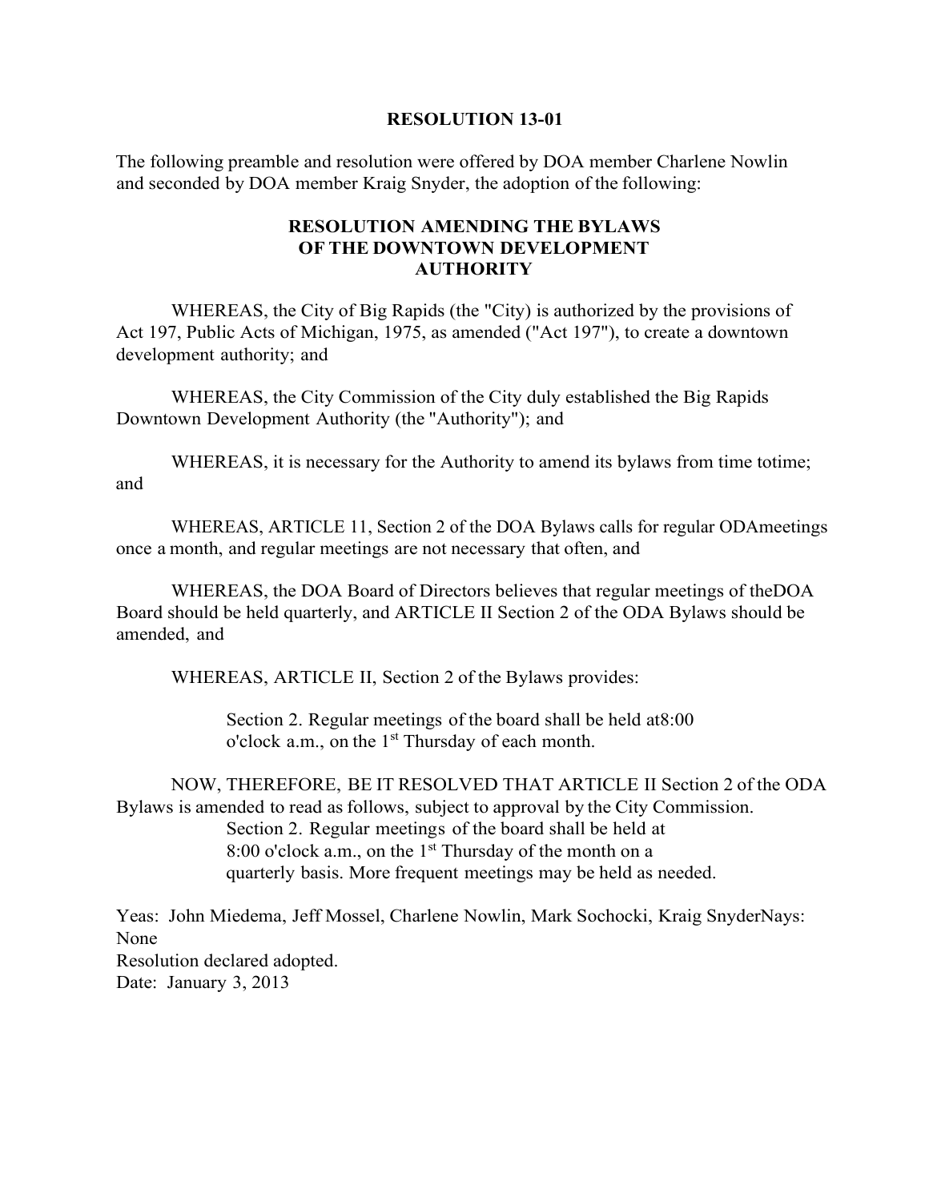**RESOLUTION 13-01**

The following preamble and resolution were offered by DOA member Charlene Nowlin and seconded by DOA member Kraig Snyder, the adoption of the following:

**RESOLUTION AMENDING THE BYLAWS OF THE DOWNTOWN DEVELOPMENT AUTHORITY**

WHEREAS, the City of Big Rapids (the "City) is authorized by the provisions of Act 197, Public Acts of Michigan, 1975, as amended ("Act 197"), to create a downtown development authority; and

WHEREAS, the City Commission of the City duly established the Big Rapids Downtown Development Authority (the "Authority"); and

WHEREAS, it is necessary for the Authority to amend its bylaws from time totime; and

WHEREAS, ARTICLE 11, Section 2 of the DOA Bylaws calls for regular ODAmeetings once a month, and regular meetings are not necessary that often, and

WHEREAS, the DOA Board of Directors believes that regular meetings of theDOA Board should be held quarterly, and ARTICLE II Section 2 of the ODA Bylaws should be amended, and

WHEREAS, ARTICLE II, Section 2 of the Bylaws provides:

> Section 2. Regular meetings of the board shall be held at8:00 o'clock a.m., on the 1st Thursday of each month.

NOW, THEREFORE, BE IT RESOLVED THAT ARTICLE II Section 2 of the ODA Bylaws is amended to read as follows, subject to approval by the City Commission.

> Section 2. Regular meetings of the board shall be held at 8:00 o'clock a.m., on the 1st Thursday of the month on a quarterly basis. More frequent meetings may be held as needed.

Yeas: John Miedema, Jeff Mossel, Charlene Nowlin, Mark Sochocki, Kraig SnyderNays: None
Resolution declared adopted.
Date: January 3, 2013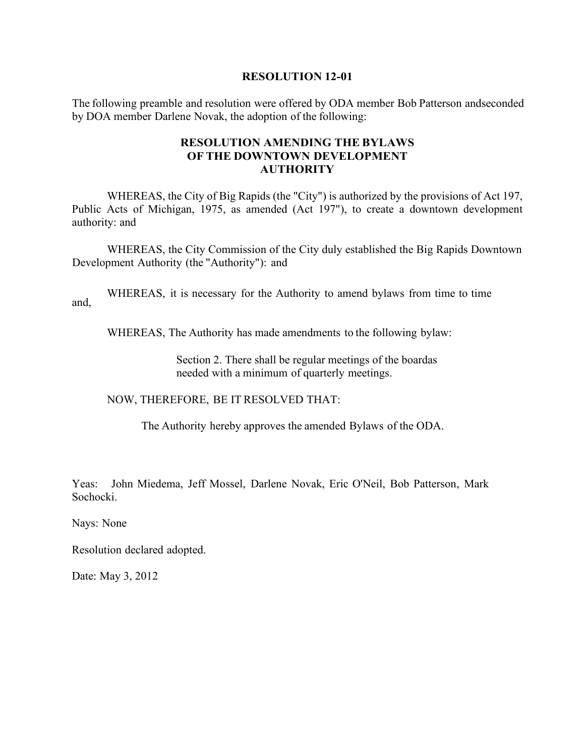**RESOLUTION 12-01**

The following preamble and resolution were offered by ODA member Bob Patterson andseconded by DOA member Darlene Novak, the adoption of the following:

**RESOLUTION AMENDING THE BYLAWS OF THE DOWNTOWN DEVELOPMENT AUTHORITY**

WHEREAS, the City of Big Rapids (the "City") is authorized by the provisions of Act 197, Public Acts of Michigan, 1975, as amended (Act 197"), to create a downtown development authority: and

WHEREAS, the City Commission of the City duly established the Big Rapids Downtown Development Authority (the "Authority"): and

WHEREAS, it is necessary for the Authority to amend bylaws from time to time and,

WHEREAS, The Authority has made amendments to the following bylaw:

> Section 2. There shall be regular meetings of the boardas needed with a minimum of quarterly meetings.

NOW, THEREFORE, BE IT RESOLVED THAT:

The Authority hereby approves the amended Bylaws of the ODA.

Yeas: John Miedema, Jeff Mossel, Darlene Novak, Eric O'Neil, Bob Patterson, Mark Sochocki.

Nays: None

Resolution declared adopted.

Date: May 3, 2012